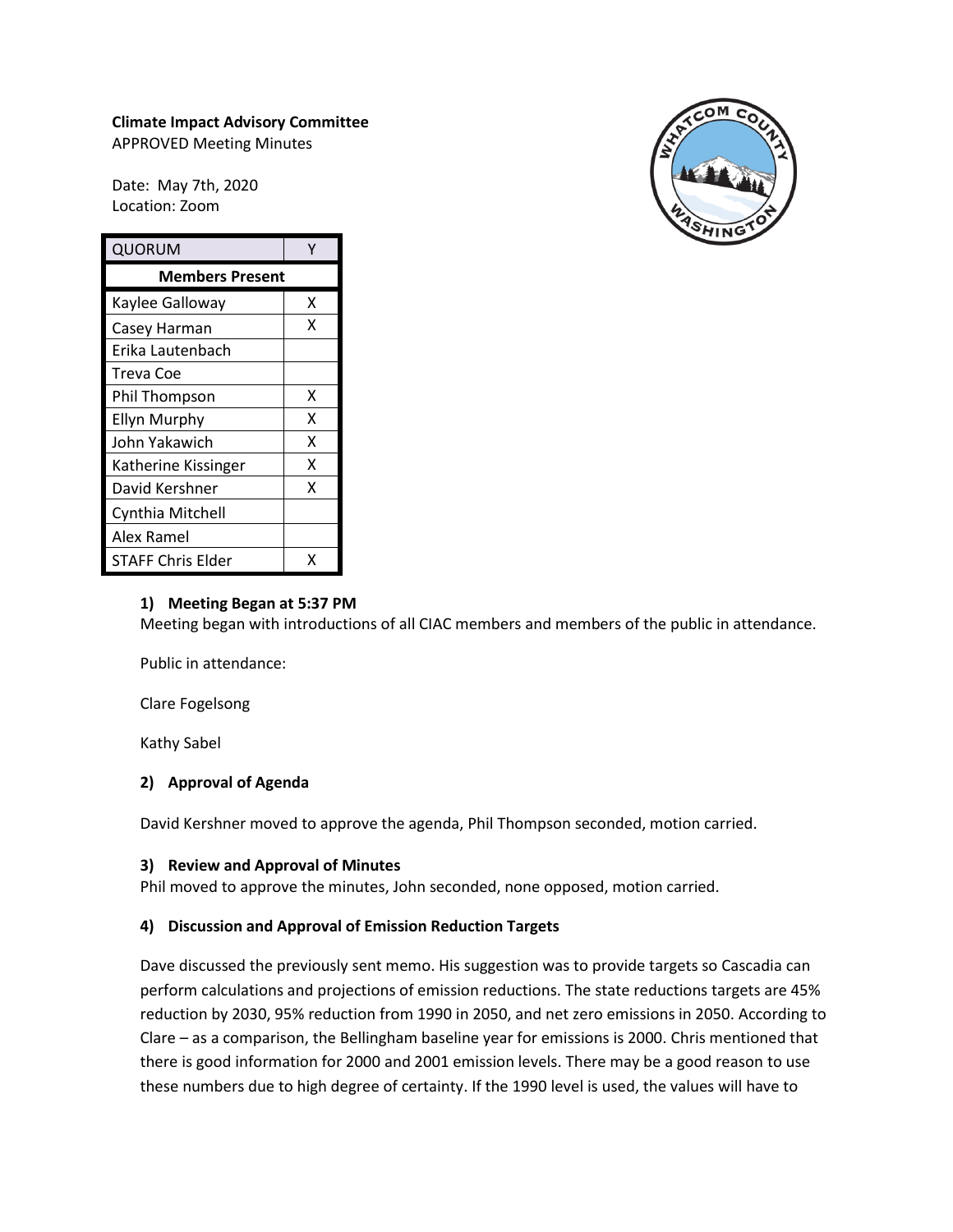**Climate Impact Advisory Committee**
APPROVED Meeting Minutes

Date: May 7th, 2020
Location: Zoom

| QUORUM | Y |
|---|---|
| **Members Present** | |
| Kaylee Galloway | X |
| Casey Harman | X |
| Erika Lautenbach | |
| Treva Coe | |
| Phil Thompson | X |
| Ellyn Murphy | X |
| John Yakawich | X |
| Katherine Kissinger | X |
| David Kershner | X |
| Cynthia Mitchell | |
| Alex Ramel | |
| STAFF Chris Elder | X |

### 1) Meeting Began at 5:37 PM

Meeting began with introductions of all CIAC members and members of the public in attendance.

Public in attendance:

Clare Fogelsong

Kathy Sabel

### 2) Approval of Agenda

David Kershner moved to approve the agenda, Phil Thompson seconded, motion carried.

### 3) Review and Approval of Minutes

Phil moved to approve the minutes, John seconded, none opposed, motion carried.

### 4) Discussion and Approval of Emission Reduction Targets

Dave discussed the previously sent memo. His suggestion was to provide targets so Cascadia can perform calculations and projections of emission reductions. The state reductions targets are 45% reduction by 2030, 95% reduction from 1990 in 2050, and net zero emissions in 2050. According to Clare – as a comparison, the Bellingham baseline year for emissions is 2000. Chris mentioned that there is good information for 2000 and 2001 emission levels. There may be a good reason to use these numbers due to high degree of certainty. If the 1990 level is used, the values will have to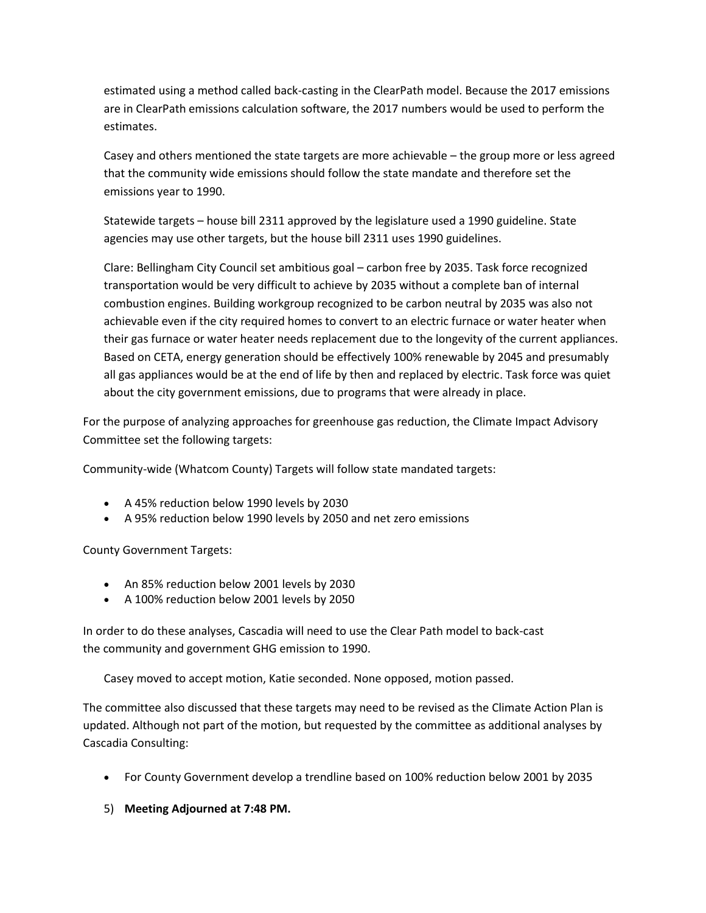estimated using a method called back-casting in the ClearPath model. Because the 2017 emissions are in ClearPath emissions calculation software, the 2017 numbers would be used to perform the estimates.

Casey and others mentioned the state targets are more achievable – the group more or less agreed that the community wide emissions should follow the state mandate and therefore set the emissions year to 1990.

Statewide targets – house bill 2311 approved by the legislature used a 1990 guideline. State agencies may use other targets, but the house bill 2311 uses 1990 guidelines.

Clare: Bellingham City Council set ambitious goal – carbon free by 2035. Task force recognized transportation would be very difficult to achieve by 2035 without a complete ban of internal combustion engines. Building workgroup recognized to be carbon neutral by 2035 was also not achievable even if the city required homes to convert to an electric furnace or water heater when their gas furnace or water heater needs replacement due to the longevity of the current appliances. Based on CETA, energy generation should be effectively 100% renewable by 2045 and presumably all gas appliances would be at the end of life by then and replaced by electric. Task force was quiet about the city government emissions, due to programs that were already in place.

For the purpose of analyzing approaches for greenhouse gas reduction, the Climate Impact Advisory Committee set the following targets:

Community-wide (Whatcom County) Targets will follow state mandated targets:

- A 45% reduction below 1990 levels by 2030
- A 95% reduction below 1990 levels by 2050 and net zero emissions

County Government Targets:

- An 85% reduction below 2001 levels by 2030
- A 100% reduction below 2001 levels by 2050

In order to do these analyses, Cascadia will need to use the Clear Path model to back-cast the community and government GHG emission to 1990.

Casey moved to accept motion, Katie seconded. None opposed, motion passed.

The committee also discussed that these targets may need to be revised as the Climate Action Plan is updated. Although not part of the motion, but requested by the committee as additional analyses by Cascadia Consulting:

- For County Government develop a trendline based on 100% reduction below 2001 by 2035

5) **Meeting Adjourned at 7:48 PM.**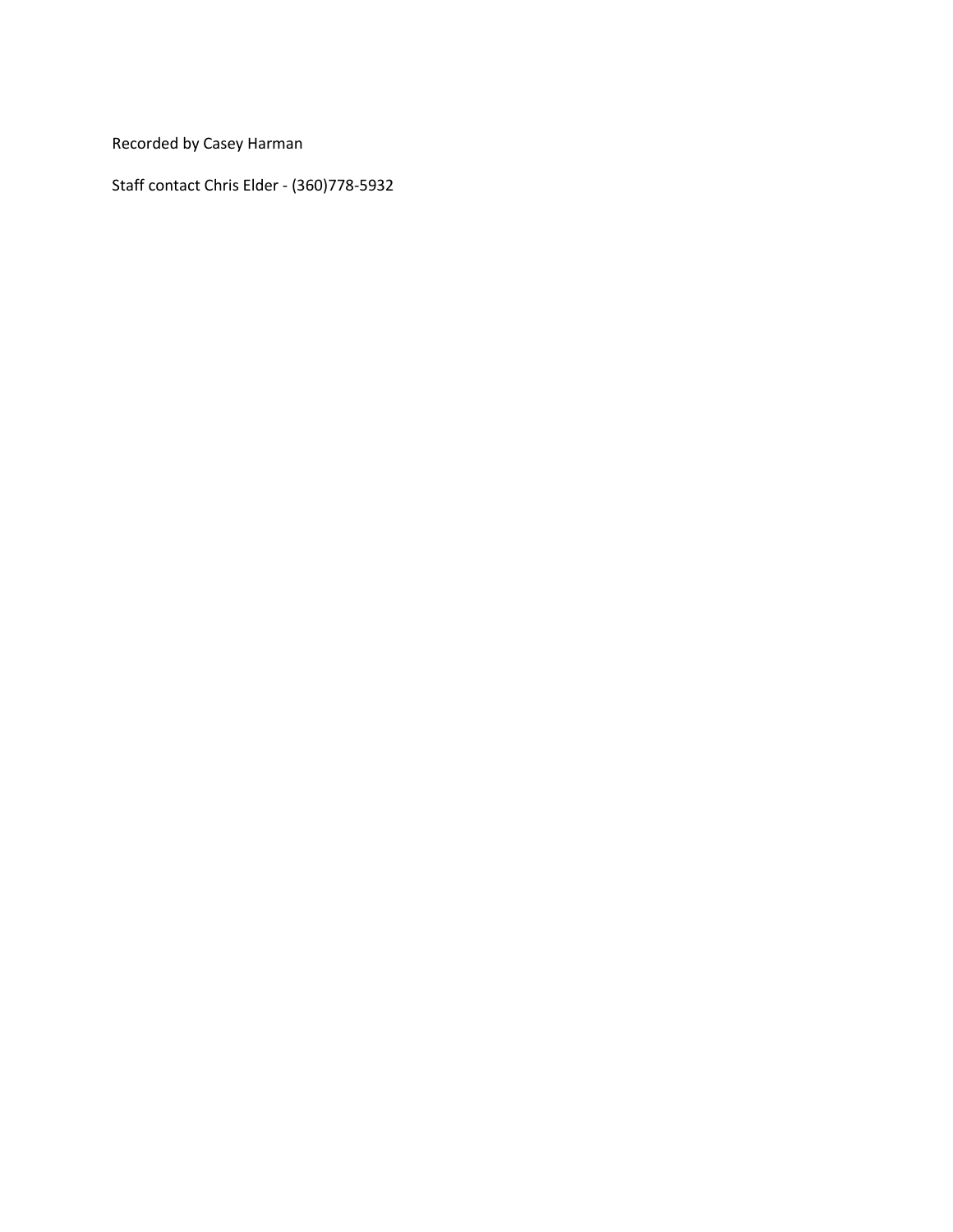Recorded by Casey Harman

Staff contact Chris Elder - (360)778-5932